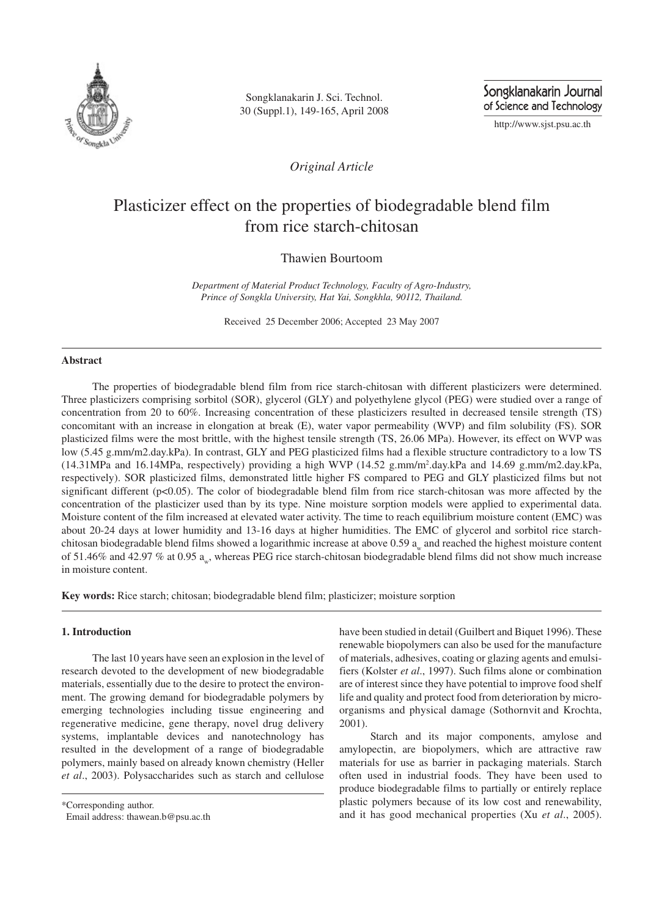*Original Article*

# Plasticizer effect on the properties of biodegradable blend film from rice starch-chitosan

Thawien Bourtoom

*Department of Material Product Technology, Faculty of Agro-Industry, Prince of Songkla University, Hat Yai, Songkhla, 90112, Thailand.*

Received 25 December 2006; Accepted 23 May 2007

## Abstract

The properties of biodegradable blend film from rice starch-chitosan with different plasticizers were determined. Three plasticizers comprising sorbitol (SOR), glycerol (GLY) and polyethylene glycol (PEG) were studied over a range of concentration from 20 to 60%. Increasing concentration of these plasticizers resulted in decreased tensile strength (TS) concomitant with an increase in elongation at break (E), water vapor permeability (WVP) and film solubility (FS). SOR plasticized films were the most brittle, with the highest tensile strength (TS, 26.06 MPa). However, its effect on WVP was low (5.45 g.mm/m2.day.kPa). In contrast, GLY and PEG plasticized films had a flexible structure contradictory to a low TS (14.31MPa and 16.14MPa, respectively) providing a high WVP (14.52 g.mm/m$^2$.day.kPa and 14.69 g.mm/m2.day.kPa, respectively). SOR plasticized films, demonstrated little higher FS compared to PEG and GLY plasticized films but not significant different ($p<0.05$). The color of biodegradable blend film from rice starch-chitosan was more affected by the concentration of the plasticizer used than by its type. Nine moisture sorption models were applied to experimental data. Moisture content of the film increased at elevated water activity. The time to reach equilibrium moisture content (EMC) was about 20-24 days at lower humidity and 13-16 days at higher humidities. The EMC of glycerol and sorbitol rice starch-chitosan biodegradable blend films showed a logarithmic increase at above 0.59 $a_w$ and reached the highest moisture content of 51.46% and 42.97 % at 0.95 $a_w$, whereas PEG rice starch-chitosan biodegradable blend films did not show much increase in moisture content.

**Key words:** Rice starch; chitosan; biodegradable blend film; plasticizer; moisture sorption

## 1. Introduction

The last 10 years have seen an explosion in the level of research devoted to the development of new biodegradable materials, essentially due to the desire to protect the environment. The growing demand for biodegradable polymers by emerging technologies including tissue engineering and regenerative medicine, gene therapy, novel drug delivery systems, implantable devices and nanotechnology has resulted in the development of a range of biodegradable polymers, mainly based on already known chemistry (Heller *et al*., 2003). Polysaccharides such as starch and cellulose have been studied in detail (Guilbert and Biquet 1996). These renewable biopolymers can also be used for the manufacture of materials, adhesives, coating or glazing agents and emulsifiers (Kolster *et al*., 1997). Such films alone or combination are of interest since they have potential to improve food shelf life and quality and protect food from deterioration by microorganisms and physical damage (Sothornvit and Krochta, 2001).

Starch and its major components, amylose and amylopectin, are biopolymers, which are attractive raw materials for use as barrier in packaging materials. Starch often used in industrial foods. They have been used to produce biodegradable films to partially or entirely replace plastic polymers because of its low cost and renewability, and it has good mechanical properties (Xu *et al*., 2005).

*Corresponding author.
Email address: thawean.b@psu.ac.th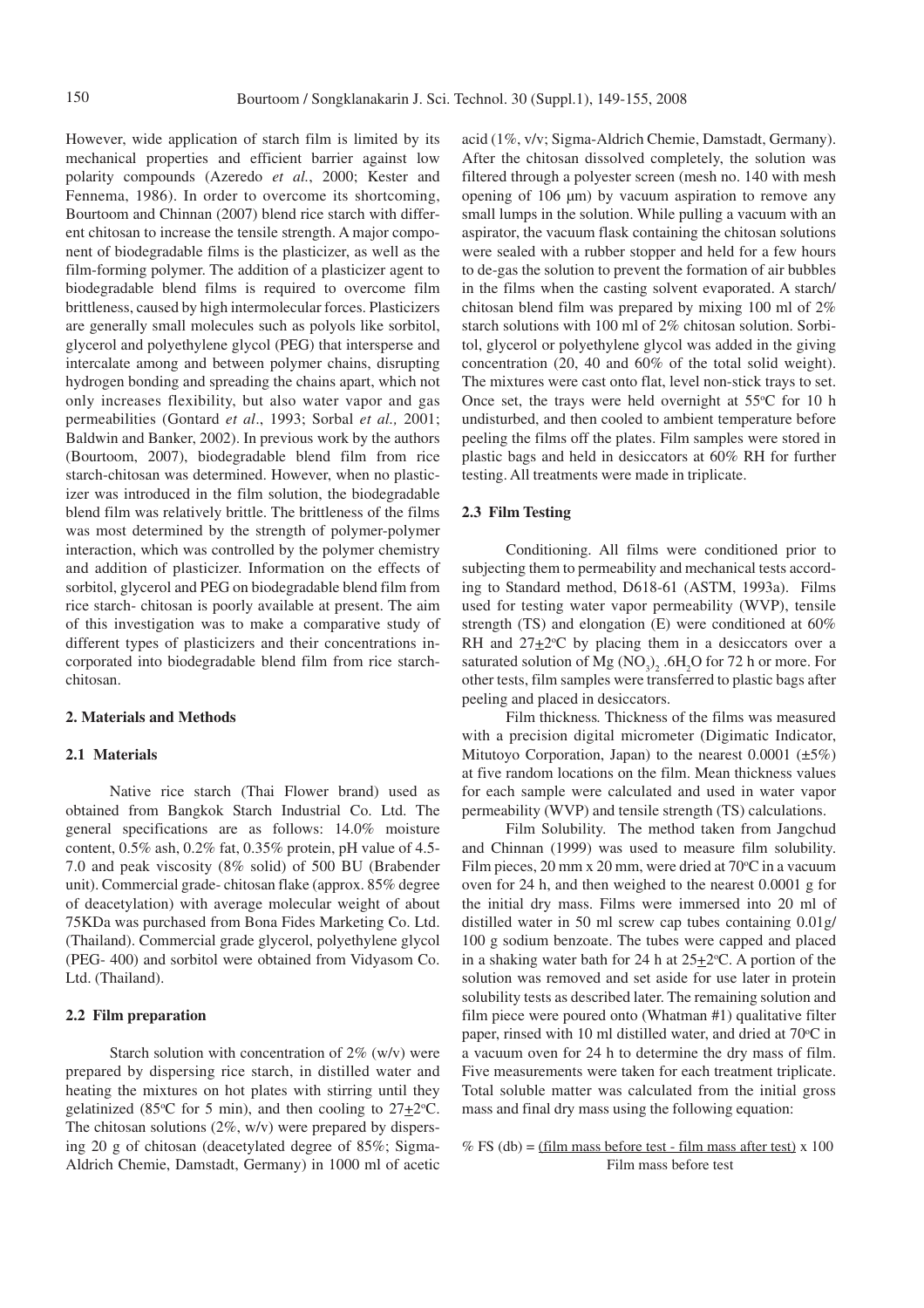However, wide application of starch film is limited by its mechanical properties and efficient barrier against low polarity compounds (Azeredo *et al.*, 2000; Kester and Fennema, 1986). In order to overcome its shortcoming, Bourtoom and Chinnan (2007) blend rice starch with different chitosan to increase the tensile strength. A major component of biodegradable films is the plasticizer, as well as the film-forming polymer. The addition of a plasticizer agent to biodegradable blend films is required to overcome film brittleness, caused by high intermolecular forces. Plasticizers are generally small molecules such as polyols like sorbitol, glycerol and polyethylene glycol (PEG) that intersperse and intercalate among and between polymer chains, disrupting hydrogen bonding and spreading the chains apart, which not only increases flexibility, but also water vapor and gas permeabilities (Gontard *et al*., 1993; Sorbal *et al.,* 2001; Baldwin and Banker, 2002). In previous work by the authors (Bourtoom, 2007), biodegradable blend film from rice starch-chitosan was determined. However, when no plasticizer was introduced in the film solution, the biodegradable blend film was relatively brittle. The brittleness of the films was most determined by the strength of polymer-polymer interaction, which was controlled by the polymer chemistry and addition of plasticizer. Information on the effects of sorbitol, glycerol and PEG on biodegradable blend film from rice starch- chitosan is poorly available at present. The aim of this investigation was to make a comparative study of different types of plasticizers and their concentrations incorporated into biodegradable blend film from rice starch-chitosan.

## 2. Materials and Methods

### 2.1 Materials

Native rice starch (Thai Flower brand) used as obtained from Bangkok Starch Industrial Co. Ltd. The general specifications are as follows: 14.0% moisture content, 0.5% ash, 0.2% fat, 0.35% protein, pH value of 4.5-7.0 and peak viscosity (8% solid) of 500 BU (Brabender unit). Commercial grade- chitosan flake (approx. 85% degree of deacetylation) with average molecular weight of about 75KDa was purchased from Bona Fides Marketing Co. Ltd. (Thailand). Commercial grade glycerol, polyethylene glycol (PEG- 400) and sorbitol were obtained from Vidyasom Co. Ltd. (Thailand).

### 2.2 Film preparation

Starch solution with concentration of 2% (w/v) were prepared by dispersing rice starch, in distilled water and heating the mixtures on hot plates with stirring until they gelatinized (85°C for 5 min), and then cooling to 27±2°C. The chitosan solutions (2%, w/v) were prepared by dispersing 20 g of chitosan (deacetylated degree of 85%; Sigma-Aldrich Chemie, Damstadt, Germany) in 1000 ml of acetic acid (1%, v/v; Sigma-Aldrich Chemie, Damstadt, Germany). After the chitosan dissolved completely, the solution was filtered through a polyester screen (mesh no. 140 with mesh opening of 106 μm) by vacuum aspiration to remove any small lumps in the solution. While pulling a vacuum with an aspirator, the vacuum flask containing the chitosan solutions were sealed with a rubber stopper and held for a few hours to de-gas the solution to prevent the formation of air bubbles in the films when the casting solvent evaporated. A starch/chitosan blend film was prepared by mixing 100 ml of 2% starch solutions with 100 ml of 2% chitosan solution. Sorbitol, glycerol or polyethylene glycol was added in the giving concentration (20, 40 and 60% of the total solid weight). The mixtures were cast onto flat, level non-stick trays to set. Once set, the trays were held overnight at 55°C for 10 h undisturbed, and then cooled to ambient temperature before peeling the films off the plates. Film samples were stored in plastic bags and held in desiccators at 60% RH for further testing. All treatments were made in triplicate.

### 2.3 Film Testing

Conditioning. All films were conditioned prior to subjecting them to permeability and mechanical tests according to Standard method, D618-61 (ASTM, 1993a). Films used for testing water vapor permeability (WVP), tensile strength (TS) and elongation (E) were conditioned at 60% RH and 27±2°C by placing them in a desiccators over a saturated solution of $Mg(NO_3)_2 .6H_2O$ for 72 h or more. For other tests, film samples were transferred to plastic bags after peeling and placed in desiccators.

Film thickness*.* Thickness of the films was measured with a precision digital micrometer (Digimatic Indicator, Mitutoyo Corporation, Japan) to the nearest 0.0001 (±5%) at five random locations on the film. Mean thickness values for each sample were calculated and used in water vapor permeability (WVP) and tensile strength (TS) calculations.

Film Solubility. The method taken from Jangchud and Chinnan (1999) was used to measure film solubility. Film pieces, 20 mm x 20 mm, were dried at 70°C in a vacuum oven for 24 h, and then weighed to the nearest 0.0001 g for the initial dry mass. Films were immersed into 20 ml of distilled water in 50 ml screw cap tubes containing 0.01g/100 g sodium benzoate. The tubes were capped and placed in a shaking water bath for 24 h at 25±2°C. A portion of the solution was removed and set aside for use later in protein solubility tests as described later. The remaining solution and film piece were poured onto (Whatman #1) qualitative filter paper, rinsed with 10 ml distilled water, and dried at 70°C in a vacuum oven for 24 h to determine the dry mass of film. Five measurements were taken for each treatment triplicate. Total soluble matter was calculated from the initial gross mass and final dry mass using the following equation:

$$\%\ FS\ (db) = \frac{\text{(film mass before test - film mass after test)}}{\text{Film mass before test}} \times 100$$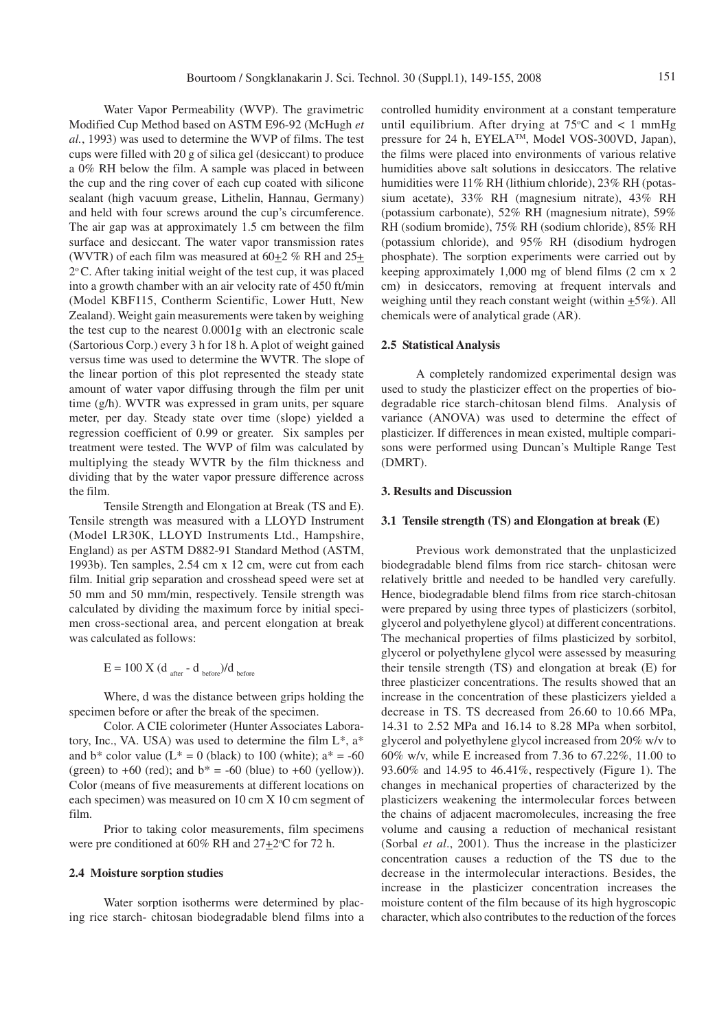Water Vapor Permeability (WVP). The gravimetric Modified Cup Method based on ASTM E96-92 (McHugh *et al.*, 1993) was used to determine the WVP of films. The test cups were filled with 20 g of silica gel (desiccant) to produce a 0% RH below the film. A sample was placed in between the cup and the ring cover of each cup coated with silicone sealant (high vacuum grease, Lithelin, Hannau, Germany) and held with four screws around the cup's circumference. The air gap was at approximately 1.5 cm between the film surface and desiccant. The water vapor transmission rates (WVTR) of each film was measured at 60±2 % RH and 25±2°C. After taking initial weight of the test cup, it was placed into a growth chamber with an air velocity rate of 450 ft/min (Model KBF115, Contherm Scientific, Lower Hutt, New Zealand). Weight gain measurements were taken by weighing the test cup to the nearest 0.0001g with an electronic scale (Sartorious Corp.) every 3 h for 18 h. A plot of weight gained versus time was used to determine the WVTR. The slope of the linear portion of this plot represented the steady state amount of water vapor diffusing through the film per unit time (g/h). WVTR was expressed in gram units, per square meter, per day. Steady state over time (slope) yielded a regression coefficient of 0.99 or greater. Six samples per treatment were tested. The WVP of film was calculated by multiplying the steady WVTR by the film thickness and dividing that by the water vapor pressure difference across the film.

Tensile Strength and Elongation at Break (TS and E). Tensile strength was measured with a LLOYD Instrument (Model LR30K, LLOYD Instruments Ltd., Hampshire, England) as per ASTM D882-91 Standard Method (ASTM, 1993b). Ten samples, 2.54 cm x 12 cm, were cut from each film. Initial grip separation and crosshead speed were set at 50 mm and 50 mm/min, respectively. Tensile strength was calculated by dividing the maximum force by initial specimen cross-sectional area, and percent elongation at break was calculated as follows:

$$E = 100 \times (d_{after} - d_{before})/d_{before}$$

Where, d was the distance between grips holding the specimen before or after the break of the specimen.

Color. A CIE colorimeter (Hunter Associates Laboratory, Inc., VA. USA) was used to determine the film L*, a* and b* color value (L* = 0 (black) to 100 (white); a* = -60 (green) to +60 (red); and b* = -60 (blue) to +60 (yellow)). Color (means of five measurements at different locations on each specimen) was measured on 10 cm X 10 cm segment of film.

Prior to taking color measurements, film specimens were pre conditioned at 60% RH and 27±2°C for 72 h.

### 2.4 Moisture sorption studies

Water sorption isotherms were determined by placing rice starch- chitosan biodegradable blend films into a controlled humidity environment at a constant temperature until equilibrium. After drying at 75°C and < 1 mmHg pressure for 24 h, EYELA™, Model VOS-300VD, Japan), the films were placed into environments of various relative humidities above salt solutions in desiccators. The relative humidities were 11% RH (lithium chloride), 23% RH (potassium acetate), 33% RH (magnesium nitrate), 43% RH (potassium carbonate), 52% RH (magnesium nitrate), 59% RH (sodium bromide), 75% RH (sodium chloride), 85% RH (potassium chloride), and 95% RH (disodium hydrogen phosphate). The sorption experiments were carried out by keeping approximately 1,000 mg of blend films (2 cm x 2 cm) in desiccators, removing at frequent intervals and weighing until they reach constant weight (within ±5%). All chemicals were of analytical grade (AR).

### 2.5 Statistical Analysis

A completely randomized experimental design was used to study the plasticizer effect on the properties of biodegradable rice starch-chitosan blend films. Analysis of variance (ANOVA) was used to determine the effect of plasticizer. If differences in mean existed, multiple comparisons were performed using Duncan's Multiple Range Test (DMRT).

## 3. Results and Discussion

### 3.1 Tensile strength (TS) and Elongation at break (E)

Previous work demonstrated that the unplasticized biodegradable blend films from rice starch- chitosan were relatively brittle and needed to be handled very carefully. Hence, biodegradable blend films from rice starch-chitosan were prepared by using three types of plasticizers (sorbitol, glycerol and polyethylene glycol) at different concentrations. The mechanical properties of films plasticized by sorbitol, glycerol or polyethylene glycol were assessed by measuring their tensile strength (TS) and elongation at break (E) for three plasticizer concentrations. The results showed that an increase in the concentration of these plasticizers yielded a decrease in TS. TS decreased from 26.60 to 10.66 MPa, 14.31 to 2.52 MPa and 16.14 to 8.28 MPa when sorbitol, glycerol and polyethylene glycol increased from 20% w/v to 60% w/v, while E increased from 7.36 to 67.22%, 11.00 to 93.60% and 14.95 to 46.41%, respectively (Figure 1). The changes in mechanical properties of characterized by the plasticizers weakening the intermolecular forces between the chains of adjacent macromolecules, increasing the free volume and causing a reduction of mechanical resistant (Sorbal *et al*., 2001). Thus the increase in the plasticizer concentration causes a reduction of the TS due to the decrease in the intermolecular interactions. Besides, the increase in the plasticizer concentration increases the moisture content of the film because of its high hygroscopic character, which also contributes to the reduction of the forces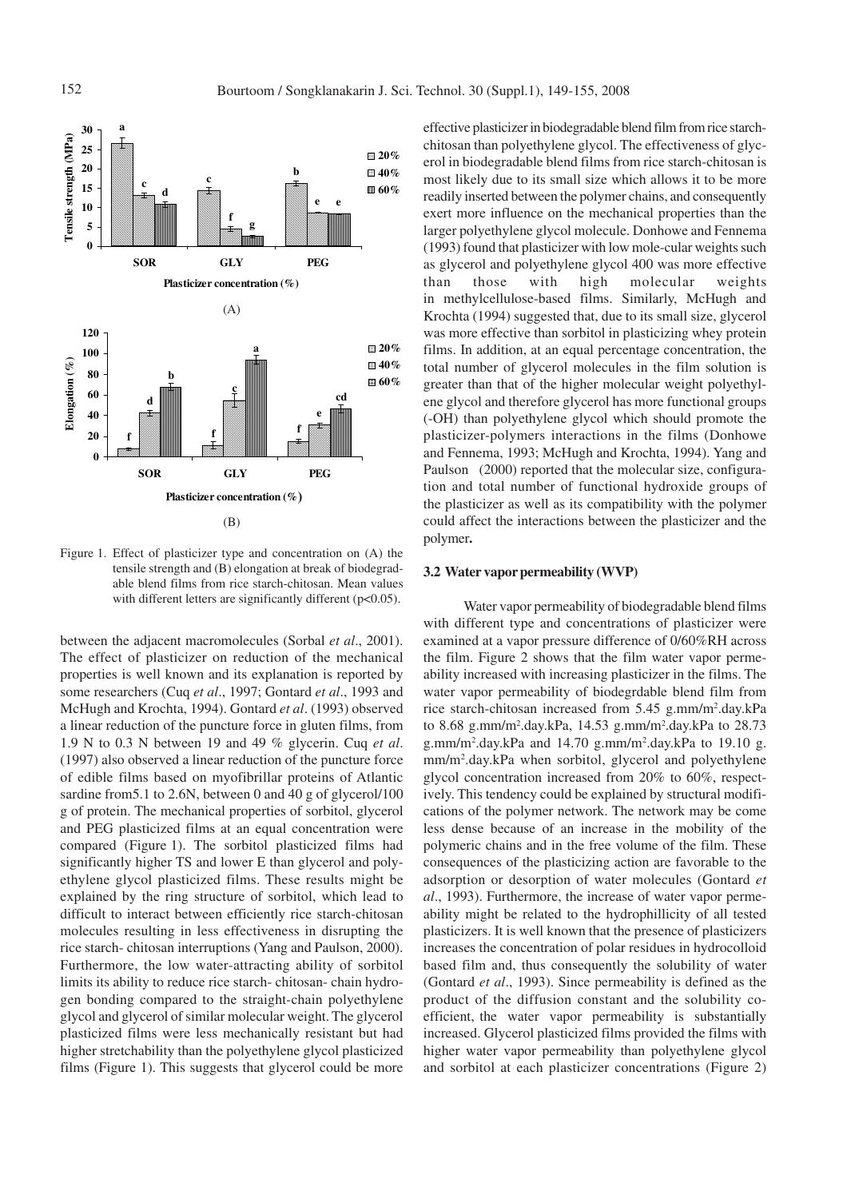Figure 1. Effect of plasticizer type and concentration on (A) the tensile strength and (B) elongation at break of biodegradable blend films from rice starch-chitosan. Mean values with different letters are significantly different ($p<0.05$).

between the adjacent macromolecules (Sorbal *et al*., 2001). The effect of plasticizer on reduction of the mechanical properties is well known and its explanation is reported by some researchers (Cuq *et al*., 1997; Gontard *et al*., 1993 and McHugh and Krochta, 1994). Gontard *et al*. (1993) observed a linear reduction of the puncture force in gluten films, from 1.9 N to 0.3 N between 19 and 49 % glycerin. Cuq *et al*. (1997) also observed a linear reduction of the puncture force of edible films based on myofibrillar proteins of Atlantic sardine from5.1 to 2.6N, between 0 and 40 g of glycerol/100 g of protein. The mechanical properties of sorbitol, glycerol and PEG plasticized films at an equal concentration were compared (Figure 1). The sorbitol plasticized films had significantly higher TS and lower E than glycerol and polyethylene glycol plasticized films. These results might be explained by the ring structure of sorbitol, which lead to difficult to interact between efficiently rice starch-chitosan molecules resulting in less effectiveness in disrupting the rice starch- chitosan interruptions (Yang and Paulson, 2000). Furthermore, the low water-attracting ability of sorbitol limits its ability to reduce rice starch- chitosan- chain hydrogen bonding compared to the straight-chain polyethylene glycol and glycerol of similar molecular weight. The glycerol plasticized films were less mechanically resistant but had higher stretchability than the polyethylene glycol plasticized films (Figure 1). This suggests that glycerol could be more effective plasticizer in biodegradable blend film from rice starch-chitosan than polyethylene glycol. The effectiveness of glycerol in biodegradable blend films from rice starch-chitosan is most likely due to its small size which allows it to be more readily inserted between the polymer chains, and consequently exert more influence on the mechanical properties than the larger polyethylene glycol molecule. Donhowe and Fennema (1993) found that plasticizer with low mole-cular weights such as glycerol and polyethylene glycol 400 was more effective than those with high molecular weights in methylcellulose-based films. Similarly, McHugh and Krochta (1994) suggested that, due to its small size, glycerol was more effective than sorbitol in plasticizing whey protein films. In addition, at an equal percentage concentration, the total number of glycerol molecules in the film solution is greater than that of the higher molecular weight polyethylene glycol and therefore glycerol has more functional groups (-OH) than polyethylene glycol which should promote the plasticizer-polymers interactions in the films (Donhowe and Fennema, 1993; McHugh and Krochta, 1994). Yang and Paulson (2000) reported that the molecular size, configuration and total number of functional hydroxide groups of the plasticizer as well as its compatibility with the polymer could affect the interactions between the plasticizer and the polymer**.**

### 3.2 Water vapor permeability (WVP)

Water vapor permeability of biodegradable blend films with different type and concentrations of plasticizer were examined at a vapor pressure difference of 0/60%RH across the film. Figure 2 shows that the film water vapor permeability increased with increasing plasticizer in the films. The water vapor permeability of biodegrdable blend film from rice starch-chitosan increased from 5.45 g.mm/m$^2$.day.kPa to 8.68 g.mm/m$^2$.day.kPa, 14.53 g.mm/m$^2$.day.kPa to 28.73 g.mm/m$^2$.day.kPa and 14.70 g.mm/m$^2$.day.kPa to 19.10 g. mm/m$^2$.day.kPa when sorbitol, glycerol and polyethylene glycol concentration increased from 20% to 60%, respectively. This tendency could be explained by structural modifications of the polymer network. The network may be come less dense because of an increase in the mobility of the polymeric chains and in the free volume of the film. These consequences of the plasticizing action are favorable to the adsorption or desorption of water molecules (Gontard *et al*., 1993). Furthermore, the increase of water vapor permeability might be related to the hydrophillicity of all tested plasticizers. It is well known that the presence of plasticizers increases the concentration of polar residues in hydrocolloid based film and, thus consequently the solubility of water (Gontard *et al*., 1993). Since permeability is defined as the product of the diffusion constant and the solubility coefficient, the water vapor permeability is substantially increased. Glycerol plasticized films provided the films with higher water vapor permeability than polyethylene glycol and sorbitol at each plasticizer concentrations (Figure 2)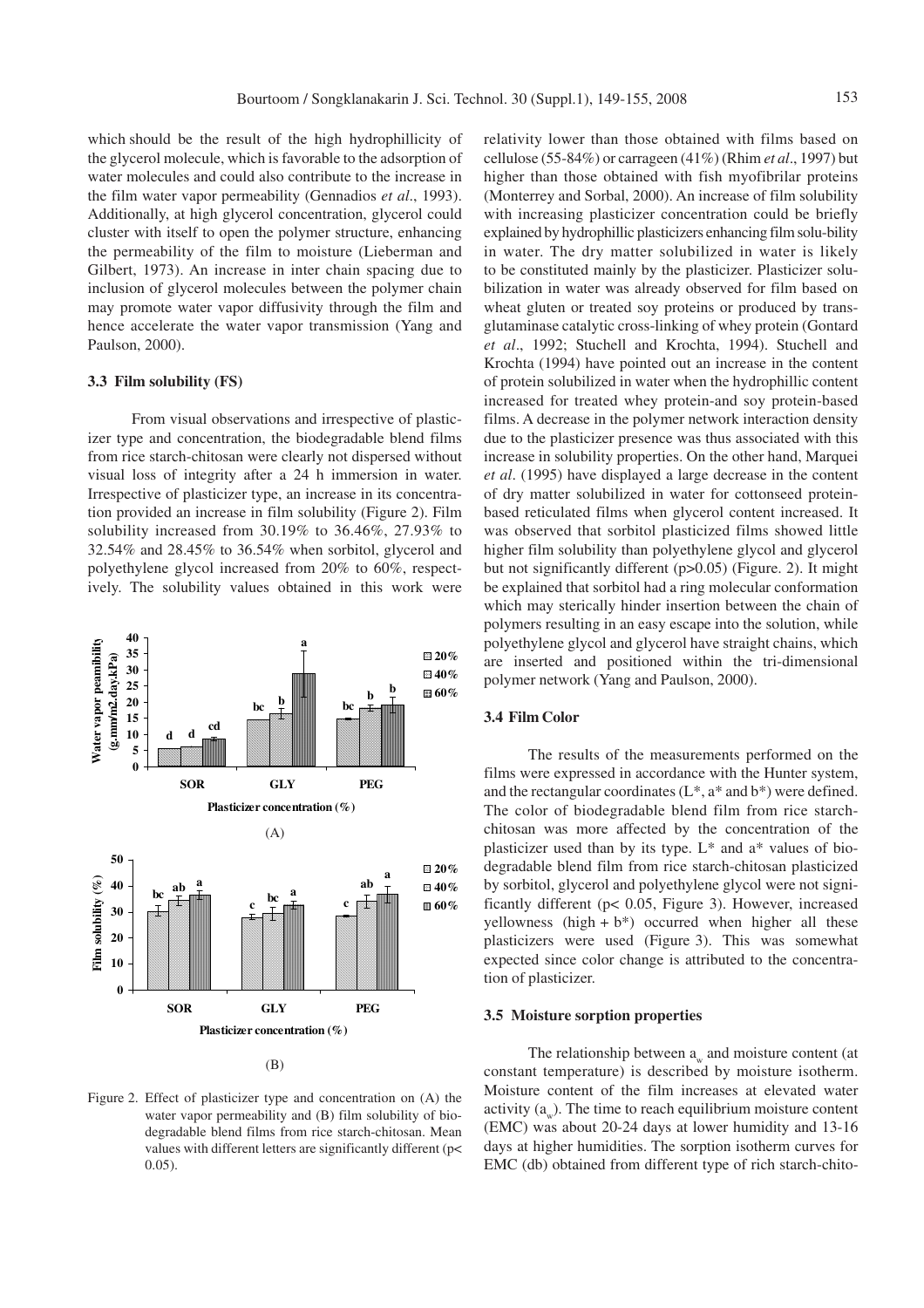which should be the result of the high hydrophillicity of the glycerol molecule, which is favorable to the adsorption of water molecules and could also contribute to the increase in the film water vapor permeability (Gennadios *et al*., 1993). Additionally, at high glycerol concentration, glycerol could cluster with itself to open the polymer structure, enhancing the permeability of the film to moisture (Lieberman and Gilbert, 1973). An increase in inter chain spacing due to inclusion of glycerol molecules between the polymer chain may promote water vapor diffusivity through the film and hence accelerate the water vapor transmission (Yang and Paulson, 2000).

### 3.3 Film solubility (FS)

From visual observations and irrespective of plasticizer type and concentration, the biodegradable blend films from rice starch-chitosan were clearly not dispersed without visual loss of integrity after a 24 h immersion in water. Irrespective of plasticizer type, an increase in its concentration provided an increase in film solubility (Figure 2). Film solubility increased from 30.19% to 36.46%, 27.93% to 32.54% and 28.45% to 36.54% when sorbitol, glycerol and polyethylene glycol increased from 20% to 60%, respectively. The solubility values obtained in this work were relativity lower than those obtained with films based on cellulose (55-84%) or carrageen (41%) (Rhim *et al*., 1997) but higher than those obtained with fish myofibrilar proteins (Monterrey and Sorbal, 2000). An increase of film solubility with increasing plasticizer concentration could be briefly explained by hydrophillic plasticizers enhancing film solu-bility in water. The dry matter solubilized in water is likely to be constituted mainly by the plasticizer. Plasticizer solubilization in water was already observed for film based on wheat gluten or treated soy proteins or produced by transglutaminase catalytic cross-linking of whey protein (Gontard *et al*., 1992; Stuchell and Krochta, 1994). Stuchell and Krochta (1994) have pointed out an increase in the content of protein solubilized in water when the hydrophillic content increased for treated whey protein-and soy protein-based films. A decrease in the polymer network interaction density due to the plasticizer presence was thus associated with this increase in solubility properties. On the other hand, Marquei *et al*. (1995) have displayed a large decrease in the content of dry matter solubilized in water for cottonseed protein-based reticulated films when glycerol content increased. It was observed that sorbitol plasticized films showed little higher film solubility than polyethylene glycol and glycerol but not significantly different ($p>0.05$) (Figure. 2). It might be explained that sorbitol had a ring molecular conformation which may sterically hinder insertion between the chain of polymers resulting in an easy escape into the solution, while polyethylene glycol and glycerol have straight chains, which are inserted and positioned within the tri-dimensional polymer network (Yang and Paulson, 2000).

Figure 2. Effect of plasticizer type and concentration on (A) the water vapor permeability and (B) film solubility of biodegradable blend films from rice starch-chitosan. Mean values with different letters are significantly different ($p< 0.05$).

### 3.4 Film Color

The results of the measurements performed on the films were expressed in accordance with the Hunter system, and the rectangular coordinates ($L^*$, $a^*$ and $b^*$) were defined. The color of biodegradable blend film from rice starch-chitosan was more affected by the concentration of the plasticizer used than by its type. $L^*$ and $a^*$ values of biodegradable blend film from rice starch-chitosan plasticized by sorbitol, glycerol and polyethylene glycol were not significantly different ($p< 0.05$, Figure 3). However, increased yellowness (high + $b^*$) occurred when higher all these plasticizers were used (Figure 3). This was somewhat expected since color change is attributed to the concentration of plasticizer.

### 3.5 Moisture sorption properties

The relationship between $a_w$ and moisture content (at constant temperature) is described by moisture isotherm. Moisture content of the film increases at elevated water activity ($a_w$). The time to reach equilibrium moisture content (EMC) was about 20-24 days at lower humidity and 13-16 days at higher humidities. The sorption isotherm curves for EMC (db) obtained from different type of rich starch-chito-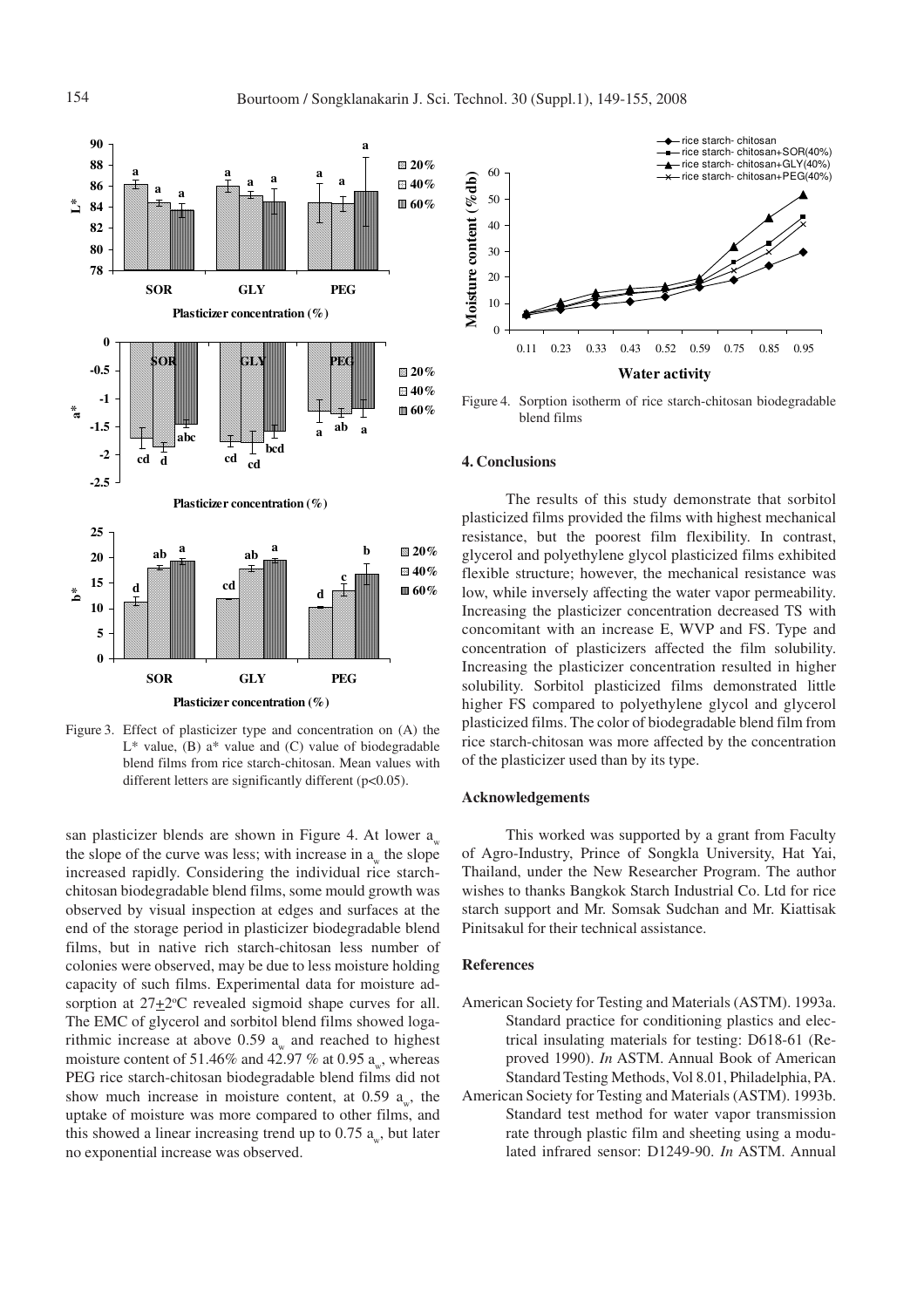Figure 3. Effect of plasticizer type and concentration on (A) the L* value, (B) a* value and (C) value of biodegradable blend films from rice starch-chitosan. Mean values with different letters are significantly different ($p<0.05$).

san plasticizer blends are shown in Figure 4. At lower $a_w$ the slope of the curve was less; with increase in $a_w$ the slope increased rapidly. Considering the individual rice starch-chitosan biodegradable blend films, some mould growth was observed by visual inspection at edges and surfaces at the end of the storage period in plasticizer biodegradable blend films, but in native rich starch-chitosan less number of colonies were observed, may be due to less moisture holding capacity of such films. Experimental data for moisture adsorption at $27\pm2^{o}C$ revealed sigmoid shape curves for all. The EMC of glycerol and sorbitol blend films showed logarithmic increase at above 0.59 $a_w$ and reached to highest moisture content of 51.46% and 42.97 % at 0.95 $a_w$, whereas PEG rice starch-chitosan biodegradable blend films did not show much increase in moisture content, at 0.59 $a_w$, the uptake of moisture was more compared to other films, and this showed a linear increasing trend up to 0.75 $a_w$, but later no exponential increase was observed.

Figure 4. Sorption isotherm of rice starch-chitosan biodegradable blend films

## 4. Conclusions

The results of this study demonstrate that sorbitol plasticized films provided the films with highest mechanical resistance, but the poorest film flexibility. In contrast, glycerol and polyethylene glycol plasticized films exhibited flexible structure; however, the mechanical resistance was low, while inversely affecting the water vapor permeability. Increasing the plasticizer concentration decreased TS with concomitant with an increase E, WVP and FS. Type and concentration of plasticizers affected the film solubility. Increasing the plasticizer concentration resulted in higher solubility. Sorbitol plasticized films demonstrated little higher FS compared to polyethylene glycol and glycerol plasticized films. The color of biodegradable blend film from rice starch-chitosan was more affected by the concentration of the plasticizer used than by its type.

### Acknowledgements

This worked was supported by a grant from Faculty of Agro-Industry, Prince of Songkla University, Hat Yai, Thailand, under the New Researcher Program. The author wishes to thanks Bangkok Starch Industrial Co. Ltd for rice starch support and Mr. Somsak Sudchan and Mr. Kiattisak Pinitsakul for their technical assistance.

### References

American Society for Testing and Materials (ASTM). 1993a. Standard practice for conditioning plastics and electrical insulating materials for testing: D618-61 (Reproved 1990). *In* ASTM. Annual Book of American Standard Testing Methods, Vol 8.01, Philadelphia, PA.

American Society for Testing and Materials (ASTM). 1993b. Standard test method for water vapor transmission rate through plastic film and sheeting using a modulated infrared sensor: D1249-90. *In* ASTM. Annual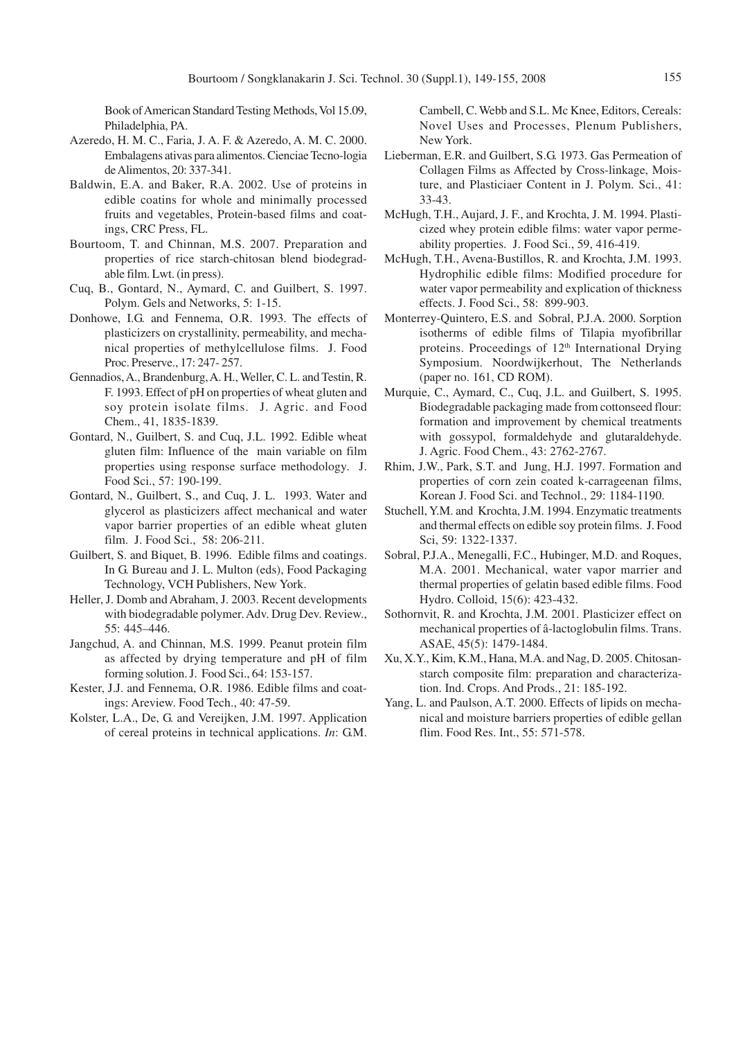Book of American Standard Testing Methods, Vol 15.09, Philadelphia, PA.

Azeredo, H. M. C., Faria, J. A. F. & Azeredo, A. M. C. 2000. Embalagens ativas para alimentos. Cienciae Tecno-logia de Alimentos, 20: 337-341.

Baldwin, E.A. and Baker, R.A. 2002. Use of proteins in edible coatins for whole and minimally processed fruits and vegetables, Protein-based films and coatings, CRC Press, FL.

Bourtoom, T. and Chinnan, M.S. 2007. Preparation and properties of rice starch-chitosan blend biodegradable film. Lwt. (in press).

Cuq, B., Gontard, N., Aymard, C. and Guilbert, S. 1997. Polym. Gels and Networks, 5: 1-15.

Donhowe, I.G. and Fennema, O.R. 1993. The effects of plasticizers on crystallinity, permeability, and mechanical properties of methylcellulose films. J. Food Proc. Preserve., 17: 247- 257.

Gennadios, A., Brandenburg, A. H., Weller, C. L. and Testin, R. F. 1993. Effect of pH on properties of wheat gluten and soy protein isolate films. J. Agric. and Food Chem., 41, 1835-1839.

Gontard, N., Guilbert, S. and Cuq, J.L. 1992. Edible wheat gluten film: Influence of the main variable on film properties using response surface methodology. J. Food Sci., 57: 190-199.

Gontard, N., Guilbert, S., and Cuq, J. L. 1993. Water and glycerol as plasticizers affect mechanical and water vapor barrier properties of an edible wheat gluten film. J. Food Sci., 58: 206-211.

Guilbert, S. and Biquet, B. 1996. Edible films and coatings. In G. Bureau and J. L. Multon (eds), Food Packaging Technology, VCH Publishers, New York.

Heller, J. Domb and Abraham, J. 2003. Recent developments with biodegradable polymer. Adv. Drug Dev. Review., 55: 445–446.

Jangchud, A. and Chinnan, M.S. 1999. Peanut protein film as affected by drying temperature and pH of film forming solution. J. Food Sci., 64: 153-157.

Kester, J.J. and Fennema, O.R. 1986. Edible films and coatings: Areview. Food Tech., 40: 47-59.

Kolster, L.A., De, G. and Vereijken, J.M. 1997. Application of cereal proteins in technical applications. *In*: G.M. Cambell, C. Webb and S.L. Mc Knee, Editors, Cereals: Novel Uses and Processes, Plenum Publishers, New York.

Lieberman, E.R. and Guilbert, S.G. 1973. Gas Permeation of Collagen Films as Affected by Cross-linkage, Moisture, and Plasticiaer Content in J. Polym. Sci., 41: 33-43.

McHugh, T.H., Aujard, J. F., and Krochta, J. M. 1994. Plasticized whey protein edible films: water vapor permeability properties. J. Food Sci., 59, 416-419.

McHugh, T.H., Avena-Bustillos, R. and Krochta, J.M. 1993. Hydrophilic edible films: Modified procedure for water vapor permeability and explication of thickness effects. J. Food Sci., 58: 899-903.

Monterrey-Quintero, E.S. and Sobral, P.J.A. 2000. Sorption isotherms of edible films of Tilapia myofibrillar proteins. Proceedings of 12th International Drying Symposium. Noordwijkerhout, The Netherlands (paper no. 161, CD ROM).

Murquie, C., Aymard, C., Cuq, J.L. and Guilbert, S. 1995. Biodegradable packaging made from cottonseed flour: formation and improvement by chemical treatments with gossypol, formaldehyde and glutaraldehyde. J. Agric. Food Chem., 43: 2762-2767.

Rhim, J.W., Park, S.T. and Jung, H.J. 1997. Formation and properties of corn zein coated k-carrageenan films, Korean J. Food Sci. and Technol., 29: 1184-1190.

Stuchell, Y.M. and Krochta, J.M. 1994. Enzymatic treatments and thermal effects on edible soy protein films. J. Food Sci, 59: 1322-1337.

Sobral, P.J.A., Menegalli, F.C., Hubinger, M.D. and Roques, M.A. 2001. Mechanical, water vapor marrier and thermal properties of gelatin based edible films. Food Hydro. Colloid, 15(6): 423-432.

Sothornvit, R. and Krochta, J.M. 2001. Plasticizer effect on mechanical properties of â-lactoglobulin films. Trans. ASAE, 45(5): 1479-1484.

Xu, X.Y., Kim, K.M., Hana, M.A. and Nag, D. 2005. Chitosan-starch composite film: preparation and characterization. Ind. Crops. And Prods., 21: 185-192.

Yang, L. and Paulson, A.T. 2000. Effects of lipids on mechanical and moisture barriers properties of edible gellan flim. Food Res. Int., 55: 571-578.